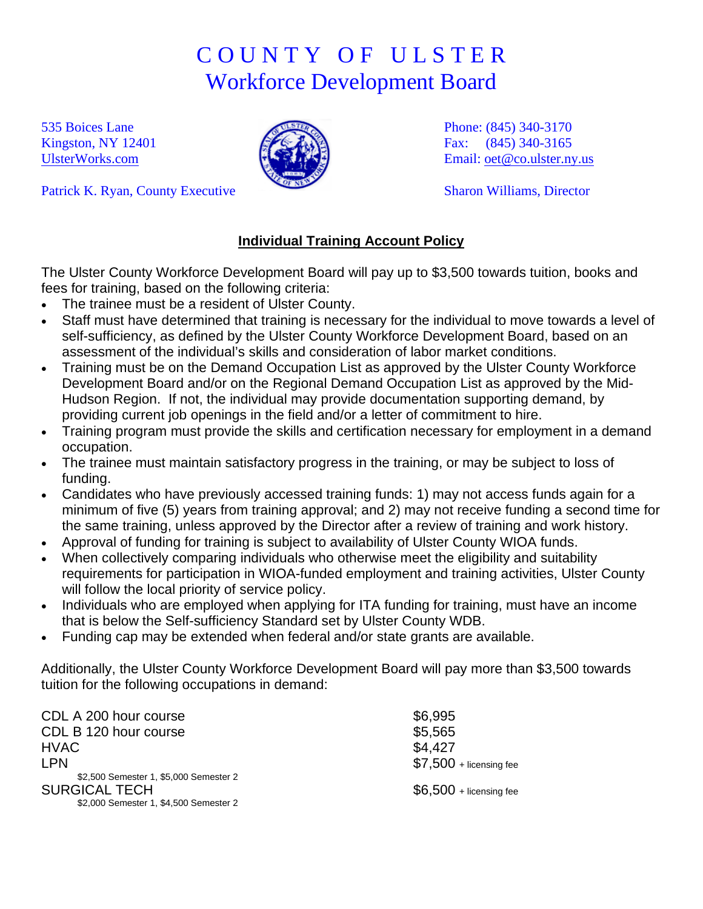# COUNTY OF ULSTER
## Workforce Development Board

535 Boices Lane
Kingston, NY 12401
UlsterWorks.com

Phone: (845) 340-3170
Fax: (845) 340-3165
Email: oet@co.ulster.ny.us

Patrick K. Ryan, County Executive

Sharon Williams, Director

### **Individual Training Account Policy**

The Ulster County Workforce Development Board will pay up to $3,500 towards tuition, books and fees for training, based on the following criteria:

- The trainee must be a resident of Ulster County.
- Staff must have determined that training is necessary for the individual to move towards a level of self-sufficiency, as defined by the Ulster County Workforce Development Board, based on an assessment of the individual's skills and consideration of labor market conditions.
- Training must be on the Demand Occupation List as approved by the Ulster County Workforce Development Board and/or on the Regional Demand Occupation List as approved by the Mid-Hudson Region. If not, the individual may provide documentation supporting demand, by providing current job openings in the field and/or a letter of commitment to hire.
- Training program must provide the skills and certification necessary for employment in a demand occupation.
- The trainee must maintain satisfactory progress in the training, or may be subject to loss of funding.
- Candidates who have previously accessed training funds: 1) may not access funds again for a minimum of five (5) years from training approval; and 2) may not receive funding a second time for the same training, unless approved by the Director after a review of training and work history.
- Approval of funding for training is subject to availability of Ulster County WIOA funds.
- When collectively comparing individuals who otherwise meet the eligibility and suitability requirements for participation in WIOA-funded employment and training activities, Ulster County will follow the local priority of service policy.
- Individuals who are employed when applying for ITA funding for training, must have an income that is below the Self-sufficiency Standard set by Ulster County WDB.
- Funding cap may be extended when federal and/or state grants are available.

Additionally, the Ulster County Workforce Development Board will pay more than $3,500 towards tuition for the following occupations in demand:

| | |
|---|---|
| CDL A 200 hour course | $6,995 |
| CDL B 120 hour course | $5,565 |
| HVAC | $4,427 |
| LPN<br>$2,500 Semester 1, $5,000 Semester 2 | $7,500 + licensing fee |
| SURGICAL TECH<br>$2,000 Semester 1, $4,500 Semester 2 | $6,500 + licensing fee |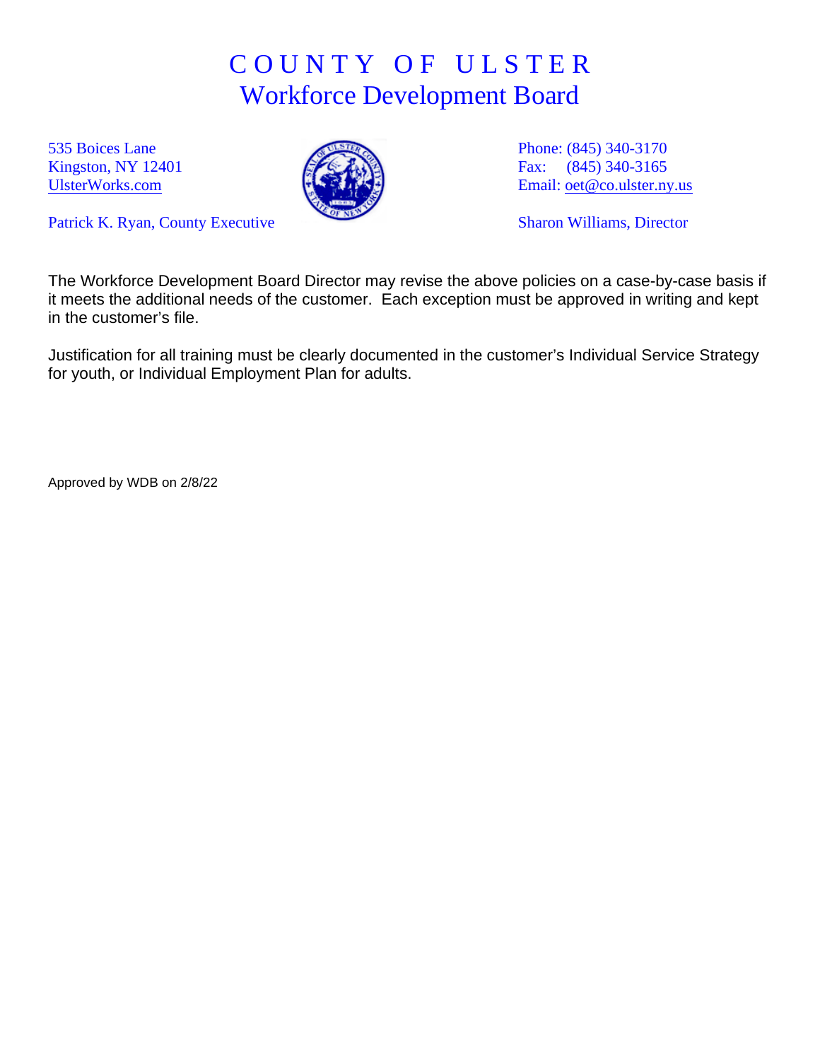# COUNTY OF ULSTER
## Workforce Development Board

535 Boices Lane
Kingston, NY 12401
UlsterWorks.com

Phone: (845) 340-3170
Fax: (845) 340-3165
Email: oet@co.ulster.ny.us

Patrick K. Ryan, County Executive

Sharon Williams, Director

The Workforce Development Board Director may revise the above policies on a case-by-case basis if it meets the additional needs of the customer. Each exception must be approved in writing and kept in the customer's file.

Justification for all training must be clearly documented in the customer's Individual Service Strategy for youth, or Individual Employment Plan for adults.

Approved by WDB on 2/8/22